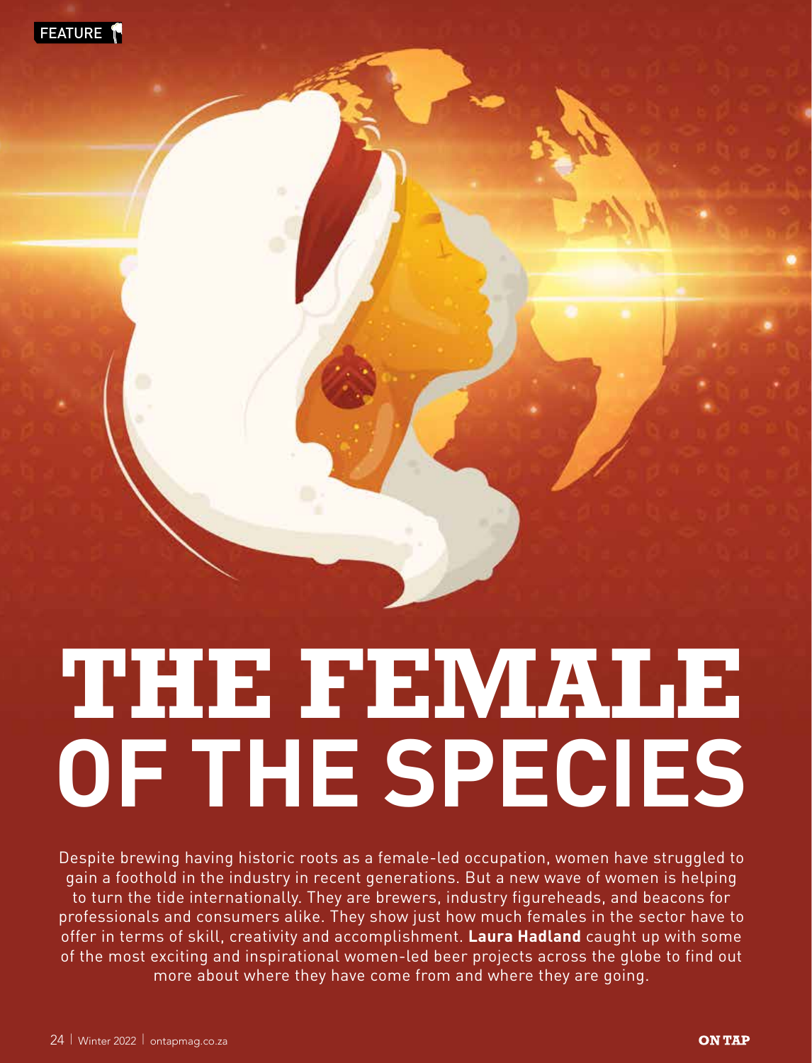FEATURE

# THE FEMALE OF THE SPECIES

Despite brewing having historic roots as a female-led occupation, women have struggled to gain a foothold in the industry in recent generations. But a new wave of women is helping to turn the tide internationally. They are brewers, industry figureheads, and beacons for professionals and consumers alike. They show just how much females in the sector have to offer in terms of skill, creativity and accomplishment. **Laura Hadland** caught up with some of the most exciting and inspirational women-led beer projects across the globe to find out more about where they have come from and where they are going.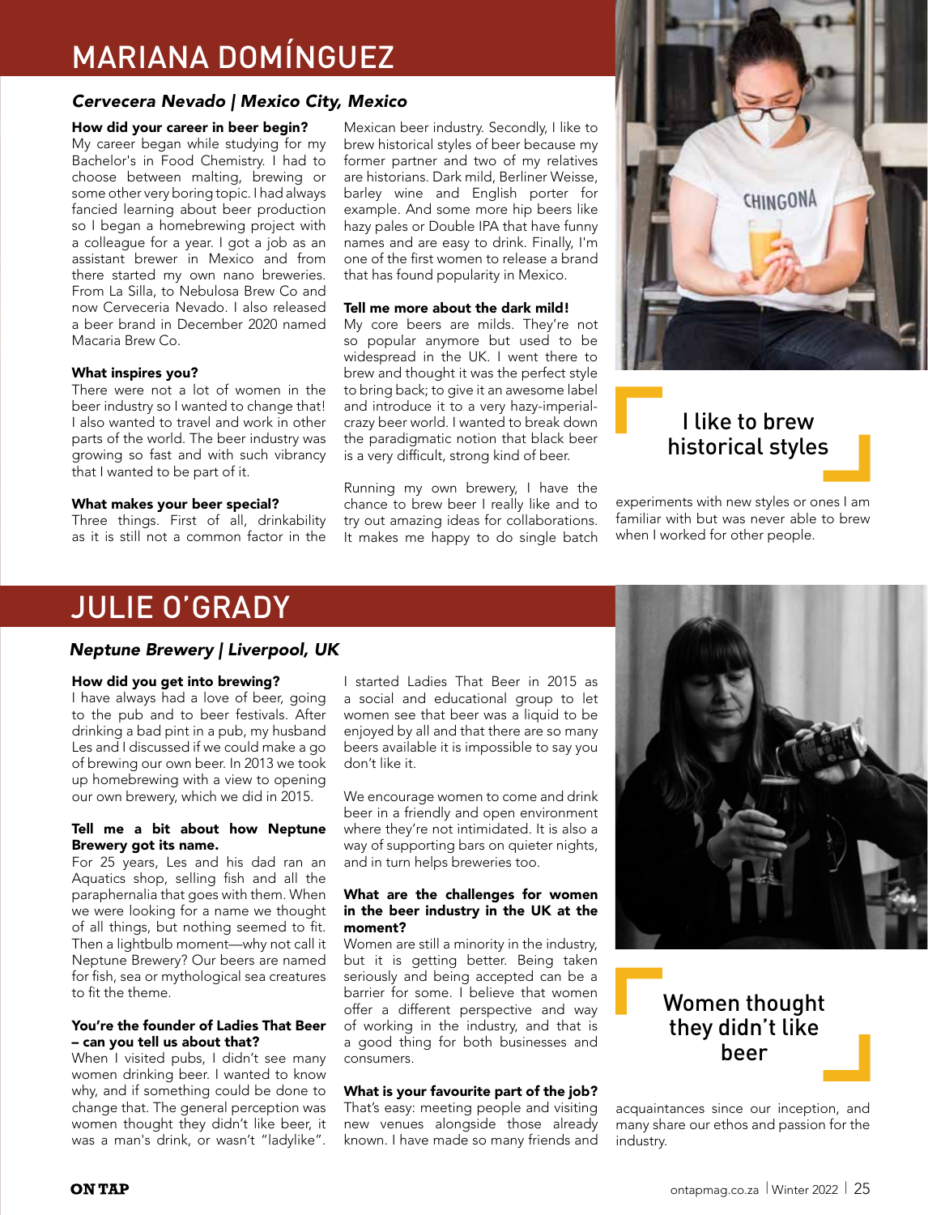# MARIANA DOMÍNGUEZ

### *Cervecera Nevado | Mexico City, Mexico*

**How did your career in beer begin?**
My career began while studying for my Bachelor's in Food Chemistry. I had to choose between malting, brewing or some other very boring topic. I had always fancied learning about beer production so I began a homebrewing project with a colleague for a year. I got a job as an assistant brewer in Mexico and from there started my own nano breweries. From La Silla, to Nebulosa Brew Co and now Cerveceria Nevado. I also released a beer brand in December 2020 named Macaria Brew Co.

**What inspires you?**
There were not a lot of women in the beer industry so I wanted to change that! I also wanted to travel and work in other parts of the world. The beer industry was growing so fast and with such vibrancy that I wanted to be part of it.

**What makes your beer special?**
Three things. First of all, drinkability as it is still not a common factor in the Mexican beer industry. Secondly, I like to brew historical styles of beer because my former partner and two of my relatives are historians. Dark mild, Berliner Weisse, barley wine and English porter for example. And some more hip beers like hazy pales or Double IPA that have funny names and are easy to drink. Finally, I'm one of the first women to release a brand that has found popularity in Mexico.

**Tell me more about the dark mild!**
My core beers are milds. They're not so popular anymore but used to be widespread in the UK. I went there to brew and thought it was the perfect style to bring back; to give it an awesome label and introduce it to a very hazy-imperial-crazy beer world. I wanted to break down the paradigmatic notion that black beer is a very difficult, strong kind of beer.

Running my own brewery, I have the chance to brew beer I really like and to try out amazing ideas for collaborations. It makes me happy to do single batch experiments with new styles or ones I am familiar with but was never able to brew when I worked for other people.

> I like to brew historical styles

# JULIE O'GRADY

### *Neptune Brewery | Liverpool, UK*

**How did you get into brewing?**
I have always had a love of beer, going to the pub and to beer festivals. After drinking a bad pint in a pub, my husband Les and I discussed if we could make a go of brewing our own beer. In 2013 we took up homebrewing with a view to opening our own brewery, which we did in 2015.

**Tell me a bit about how Neptune Brewery got its name.**
For 25 years, Les and his dad ran an Aquatics shop, selling fish and all the paraphernalia that goes with them. When we were looking for a name we thought of all things, but nothing seemed to fit. Then a lightbulb moment—why not call it Neptune Brewery? Our beers are named for fish, sea or mythological sea creatures to fit the theme.

**You're the founder of Ladies That Beer – can you tell us about that?**
When I visited pubs, I didn't see many women drinking beer. I wanted to know why, and if something could be done to change that. The general perception was women thought they didn't like beer, it was a man's drink, or wasn't "ladylike". I started Ladies That Beer in 2015 as a social and educational group to let women see that beer was a liquid to be enjoyed by all and that there are so many beers available it is impossible to say you don't like it.

We encourage women to come and drink beer in a friendly and open environment where they're not intimidated. It is also a way of supporting bars on quieter nights, and in turn helps breweries too.

**What are the challenges for women in the beer industry in the UK at the moment?**
Women are still a minority in the industry, but it is getting better. Being taken seriously and being accepted can be a barrier for some. I believe that women offer a different perspective and way of working in the industry, and that is a good thing for both businesses and consumers.

**What is your favourite part of the job?**
That's easy: meeting people and visiting new venues alongside those already known. I have made so many friends and acquaintances since our inception, and many share our ethos and passion for the industry.

> Women thought they didn't like beer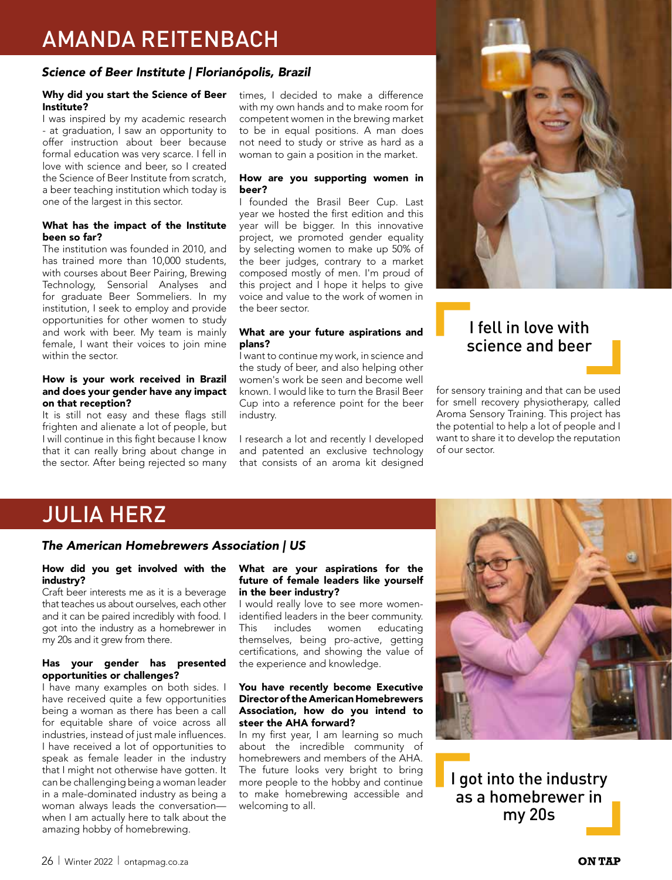# AMANDA REITENBACH

***Science of Beer Institute | Florianópolis, Brazil***

**Why did you start the Science of Beer Institute?**

I was inspired by my academic research - at graduation, I saw an opportunity to offer instruction about beer because formal education was very scarce. I fell in love with science and beer, so I created the Science of Beer Institute from scratch, a beer teaching institution which today is one of the largest in this sector.

**What has the impact of the Institute been so far?**

The institution was founded in 2010, and has trained more than 10,000 students, with courses about Beer Pairing, Brewing Technology, Sensorial Analyses and for graduate Beer Sommeliers. In my institution, I seek to employ and provide opportunities for other women to study and work with beer. My team is mainly female, I want their voices to join mine within the sector.

**How is your work received in Brazil and does your gender have any impact on that reception?**

It is still not easy and these flags still frighten and alienate a lot of people, but I will continue in this fight because I know that it can really bring about change in the sector. After being rejected so many times, I decided to make a difference with my own hands and to make room for competent women in the brewing market to be in equal positions. A man does not need to study or strive as hard as a woman to gain a position in the market.

**How are you supporting women in beer?**

I founded the Brasil Beer Cup. Last year we hosted the first edition and this year will be bigger. In this innovative project, we promoted gender equality by selecting women to make up 50% of the beer judges, contrary to a market composed mostly of men. I'm proud of this project and I hope it helps to give voice and value to the work of women in the beer sector.

**What are your future aspirations and plans?**

I want to continue my work, in science and the study of beer, and also helping other women's work be seen and become well known. I would like to turn the Brasil Beer Cup into a reference point for the beer industry.

I research a lot and recently I developed and patented an exclusive technology that consists of an aroma kit designed for sensory training and that can be used for smell recovery physiotherapy, called Aroma Sensory Training. This project has the potential to help a lot of people and I want to share it to develop the reputation of our sector.

> I fell in love with science and beer

# JULIA HERZ

***The American Homebrewers Association | US***

**How did you get involved with the industry?**

Craft beer interests me as it is a beverage that teaches us about ourselves, each other and it can be paired incredibly with food. I got into the industry as a homebrewer in my 20s and it grew from there.

**Has your gender has presented opportunities or challenges?**

I have many examples on both sides. I have received quite a few opportunities being a woman as there has been a call for equitable share of voice across all industries, instead of just male influences. I have received a lot of opportunities to speak as female leader in the industry that I might not otherwise have gotten. It can be challenging being a woman leader in a male-dominated industry as being a woman always leads the conversation—when I am actually here to talk about the amazing hobby of homebrewing.

**What are your aspirations for the future of female leaders like yourself in the beer industry?**

I would really love to see more women-identified leaders in the beer community. This includes women educating themselves, being pro-active, getting certifications, and showing the value of the experience and knowledge.

**You have recently become Executive Director of the American Homebrewers Association, how do you intend to steer the AHA forward?**

In my first year, I am learning so much about the incredible community of homebrewers and members of the AHA. The future looks very bright to bring more people to the hobby and continue to make homebrewing accessible and welcoming to all.

> I got into the industry as a homebrewer in my 20s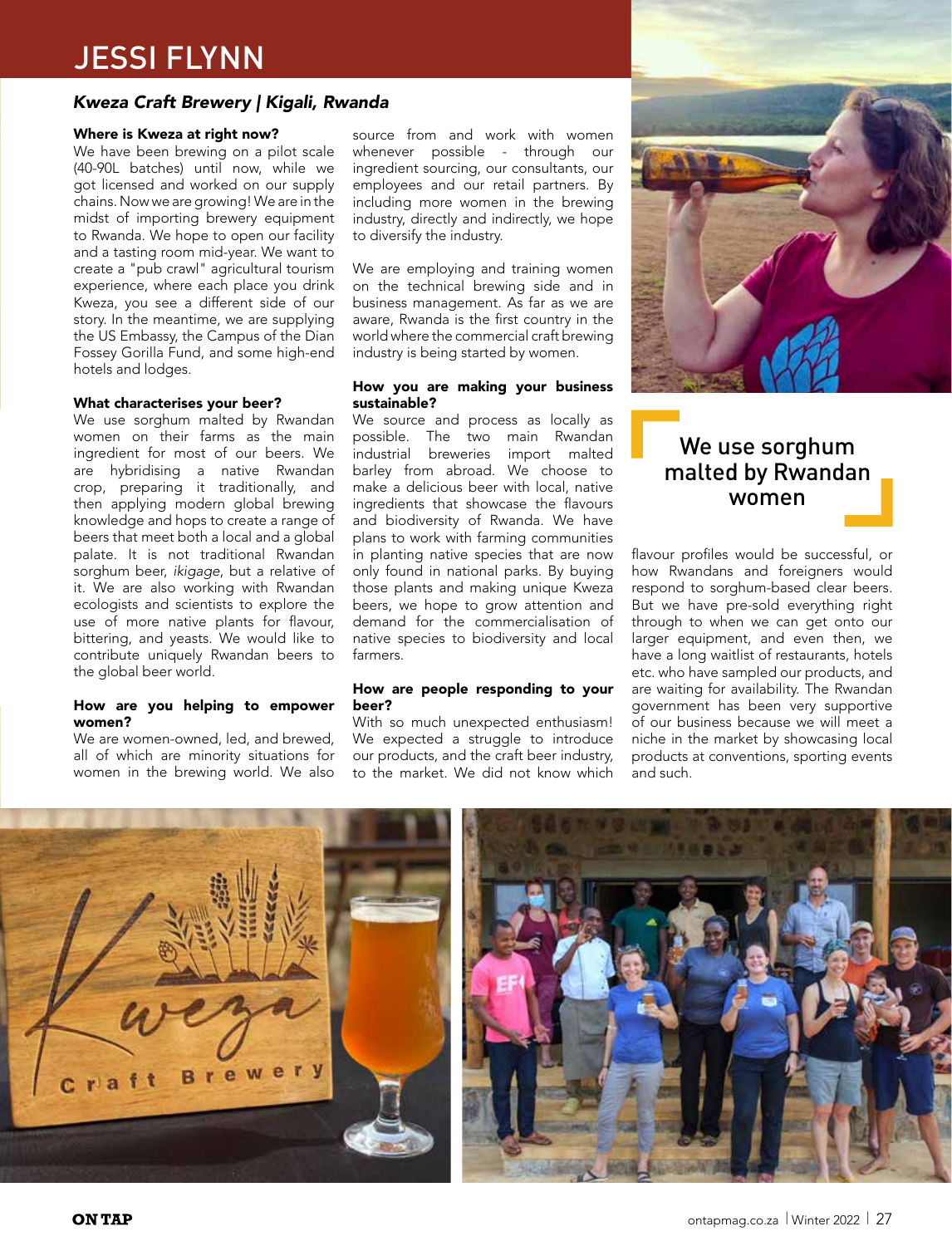# JESSI FLYNN

***Kweza Craft Brewery | Kigali, Rwanda***

**Where is Kweza at right now?**

We have been brewing on a pilot scale (40-90L batches) until now, while we got licensed and worked on our supply chains. Now we are growing! We are in the midst of importing brewery equipment to Rwanda. We hope to open our facility and a tasting room mid-year. We want to create a "pub crawl" agricultural tourism experience, where each place you drink Kweza, you see a different side of our story. In the meantime, we are supplying the US Embassy, the Campus of the Dian Fossey Gorilla Fund, and some high-end hotels and lodges.

**What characterises your beer?**

We use sorghum malted by Rwandan women on their farms as the main ingredient for most of our beers. We are hybridising a native Rwandan crop, preparing it traditionally, and then applying modern global brewing knowledge and hops to create a range of beers that meet both a local and a global palate. It is not traditional Rwandan sorghum beer, *ikigage*, but a relative of it. We are also working with Rwandan ecologists and scientists to explore the use of more native plants for flavour, bittering, and yeasts. We would like to contribute uniquely Rwandan beers to the global beer world.

**How are you helping to empower women?**

We are women-owned, led, and brewed, all of which are minority situations for women in the brewing world. We also source from and work with women whenever possible - through our ingredient sourcing, our consultants, our employees and our retail partners. By including more women in the brewing industry, directly and indirectly, we hope to diversify the industry.

We are employing and training women on the technical brewing side and in business management. As far as we are aware, Rwanda is the first country in the world where the commercial craft brewing industry is being started by women.

**How you are making your business sustainable?**

We source and process as locally as possible. The two main Rwandan industrial breweries import malted barley from abroad. We choose to make a delicious beer with local, native ingredients that showcase the flavours and biodiversity of Rwanda. We have plans to work with farming communities in planting native species that are now only found in national parks. By buying those plants and making unique Kweza beers, we hope to grow attention and demand for the commercialisation of native species to biodiversity and local farmers.

**How are people responding to your beer?**

With so much unexpected enthusiasm! We expected a struggle to introduce our products, and the craft beer industry, to the market. We did not know which flavour profiles would be successful, or how Rwandans and foreigners would respond to sorghum-based clear beers. But we have pre-sold everything right through to when we can get onto our larger equipment, and even then, we have a long waitlist of restaurants, hotels etc. who have sampled our products, and are waiting for availability. The Rwandan government has been very supportive of our business because we will meet a niche in the market by showcasing local products at conventions, sporting events and such.

> We use sorghum malted by Rwandan women